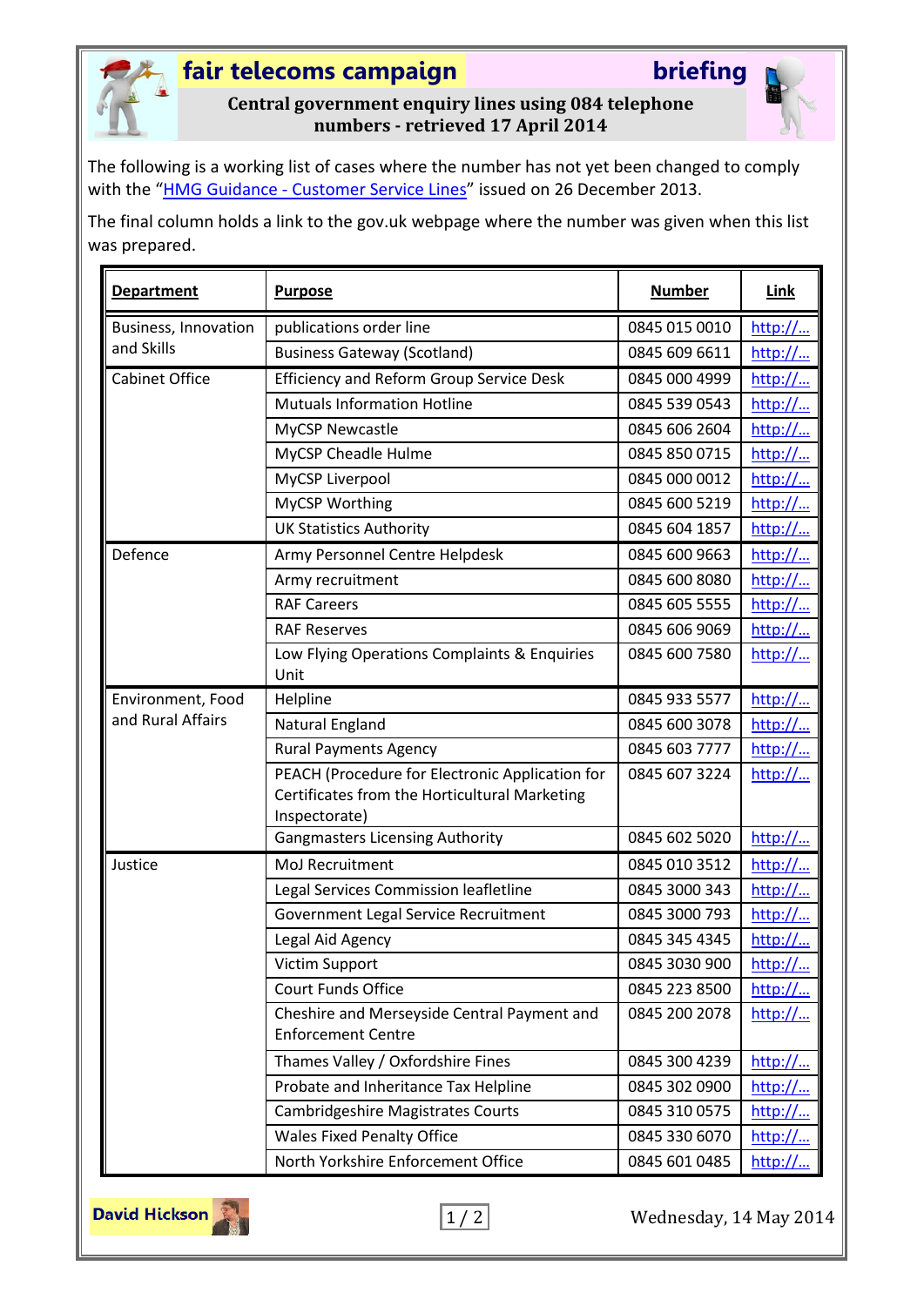# fair telecoms campaign — briefing

**Central government enquiry lines using 084 telephone numbers - retrieved 17 April 2014**

The following is a working list of cases where the number has not yet been changed to comply with the "HMG Guidance - Customer Service Lines" issued on 26 December 2013.

The final column holds a link to the gov.uk webpage where the number was given when this list was prepared.

| Department | Purpose | Number | Link |
|---|---|---|---|
| Business, Innovation and Skills | publications order line | 0845 015 0010 | http://... |
| | Business Gateway (Scotland) | 0845 609 6611 | http://... |
| Cabinet Office | Efficiency and Reform Group Service Desk | 0845 000 4999 | http://... |
| | Mutuals Information Hotline | 0845 539 0543 | http://... |
| | MyCSP Newcastle | 0845 606 2604 | http://... |
| | MyCSP Cheadle Hulme | 0845 850 0715 | http://... |
| | MyCSP Liverpool | 0845 000 0012 | http://... |
| | MyCSP Worthing | 0845 600 5219 | http://... |
| | UK Statistics Authority | 0845 604 1857 | http://... |
| Defence | Army Personnel Centre Helpdesk | 0845 600 9663 | http://... |
| | Army recruitment | 0845 600 8080 | http://... |
| | RAF Careers | 0845 605 5555 | http://... |
| | RAF Reserves | 0845 606 9069 | http://... |
| | Low Flying Operations Complaints & Enquiries Unit | 0845 600 7580 | http://... |
| Environment, Food and Rural Affairs | Helpline | 0845 933 5577 | http://... |
| | Natural England | 0845 600 3078 | http://... |
| | Rural Payments Agency | 0845 603 7777 | http://... |
| | PEACH (Procedure for Electronic Application for Certificates from the Horticultural Marketing Inspectorate) | 0845 607 3224 | http://... |
| | Gangmasters Licensing Authority | 0845 602 5020 | http://... |
| Justice | MoJ Recruitment | 0845 010 3512 | http://... |
| | Legal Services Commission leafletline | 0845 3000 343 | http://... |
| | Government Legal Service Recruitment | 0845 3000 793 | http://... |
| | Legal Aid Agency | 0845 345 4345 | http://... |
| | Victim Support | 0845 3030 900 | http://... |
| | Court Funds Office | 0845 223 8500 | http://... |
| | Cheshire and Merseyside Central Payment and Enforcement Centre | 0845 200 2078 | http://... |
| | Thames Valley / Oxfordshire Fines | 0845 300 4239 | http://... |
| | Probate and Inheritance Tax Helpline | 0845 302 0900 | http://... |
| | Cambridgeshire Magistrates Courts | 0845 310 0575 | http://... |
| | Wales Fixed Penalty Office | 0845 330 6070 | http://... |
| | North Yorkshire Enforcement Office | 0845 601 0485 | http://... |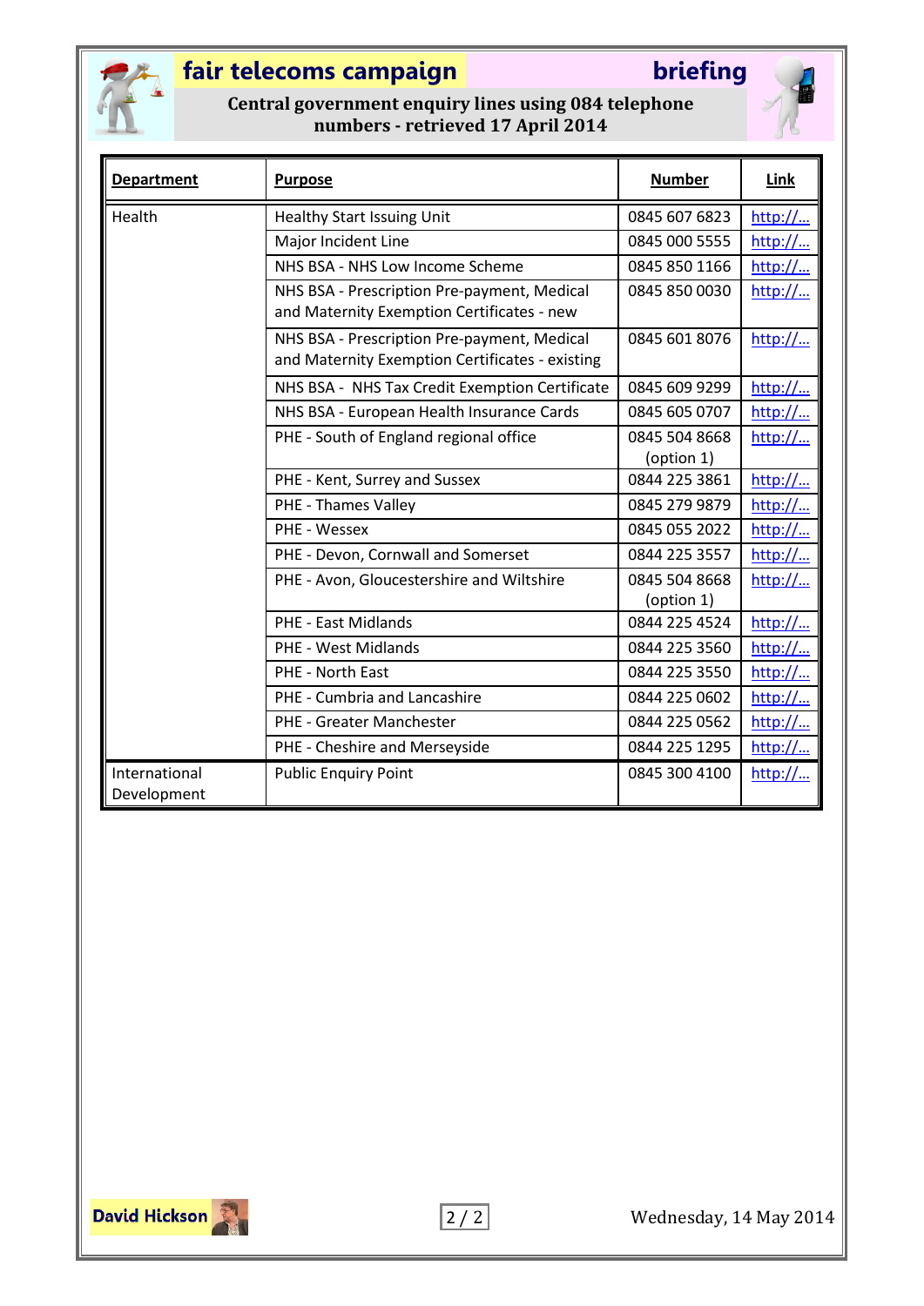# fair telecoms campaign — briefing

**Central government enquiry lines using 084 telephone numbers - retrieved 17 April 2014**

| Department | Purpose | Number | Link |
|---|---|---|---|
| Health | Healthy Start Issuing Unit | 0845 607 6823 | http://... |
| | Major Incident Line | 0845 000 5555 | http://... |
| | NHS BSA - NHS Low Income Scheme | 0845 850 1166 | http://... |
| | NHS BSA - Prescription Pre-payment, Medical and Maternity Exemption Certificates - new | 0845 850 0030 | http://... |
| | NHS BSA - Prescription Pre-payment, Medical and Maternity Exemption Certificates - existing | 0845 601 8076 | http://... |
| | NHS BSA - NHS Tax Credit Exemption Certificate | 0845 609 9299 | http://... |
| | NHS BSA - European Health Insurance Cards | 0845 605 0707 | http://... |
| | PHE - South of England regional office | 0845 504 8668 (option 1) | http://... |
| | PHE - Kent, Surrey and Sussex | 0844 225 3861 | http://... |
| | PHE - Thames Valley | 0845 279 9879 | http://... |
| | PHE - Wessex | 0845 055 2022 | http://... |
| | PHE - Devon, Cornwall and Somerset | 0844 225 3557 | http://... |
| | PHE - Avon, Gloucestershire and Wiltshire | 0845 504 8668 (option 1) | http://... |
| | PHE - East Midlands | 0844 225 4524 | http://... |
| | PHE - West Midlands | 0844 225 3560 | http://... |
| | PHE - North East | 0844 225 3550 | http://... |
| | PHE - Cumbria and Lancashire | 0844 225 0602 | http://... |
| | PHE - Greater Manchester | 0844 225 0562 | http://... |
| | PHE - Cheshire and Merseyside | 0844 225 1295 | http://... |
| International Development | Public Enquiry Point | 0845 300 4100 | http://... |

David Hickson

Wednesday, 14 May 2014